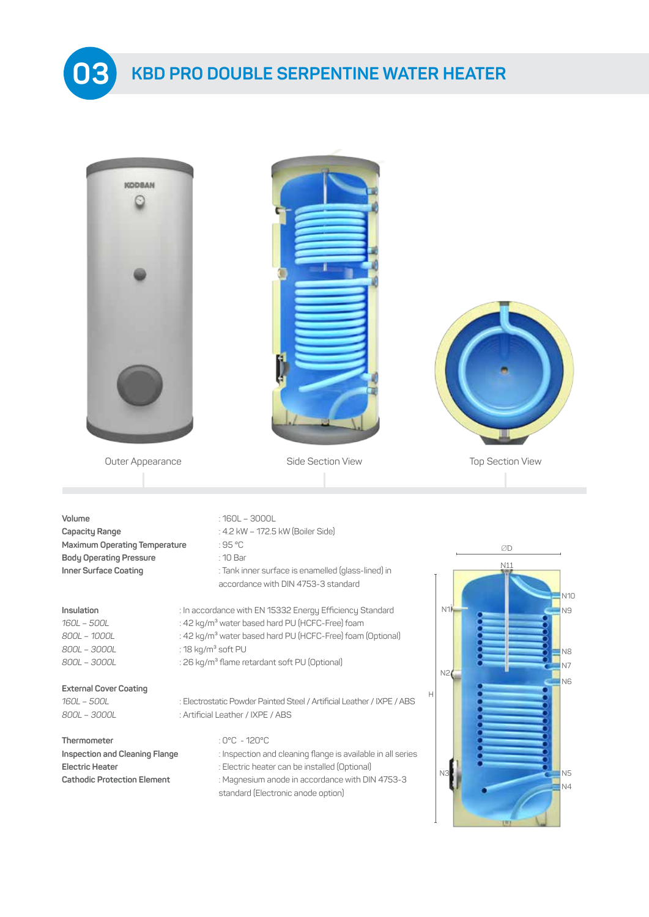# 03 KBD PRO DOUBLE SERPENTINE WATER HEATER

Outer Appearance

Side Section View

Top Section View

| | |
|---|---|
| **Volume** | : 160L – 3000L |
| **Capacity Range** | : 4.2 kW – 172.5 kW (Boiler Side) |
| **Maximum Operating Temperature** | : 95 °C |
| **Body Operating Pressure** | : 10 Bar |
| **Inner Surface Coating** | : Tank inner surface is enamelled (glass-lined) in accordance with DIN 4753-3 standard |

| | |
|---|---|
| **Insulation** | : In accordance with EN 15332 Energy Efficiency Standard |
| *160L – 500L* | : 42 kg/m³ water based hard PU (HCFC-Free) foam |
| *800L – 1000L* | : 42 kg/m³ water based hard PU (HCFC-Free) foam (Optional) |
| *800L – 3000L* | : 18 kg/m³ soft PU |
| *800L – 3000L* | : 26 kg/m³ flame retardant soft PU (Optional) |

| | |
|---|---|
| **External Cover Coating** | |
| *160L – 500L* | : Electrostatic Powder Painted Steel / Artificial Leather / IXPE / ABS |
| *800L – 3000L* | : Artificial Leather / IXPE / ABS |

| | |
|---|---|
| **Thermometer** | : 0°C - 120°C |
| **Inspection and Cleaning Flange** | : Inspection and cleaning flange is available in all series |
| **Electric Heater** | : Electric heater can be installed (Optional) |
| **Cathodic Protection Element** | : Magnesium anode in accordance with DIN 4753-3 standard (Electronic anode option) |

ØD
N11
N10
N1
N9
N8
N7
N2
N6
H
N3
N5
N4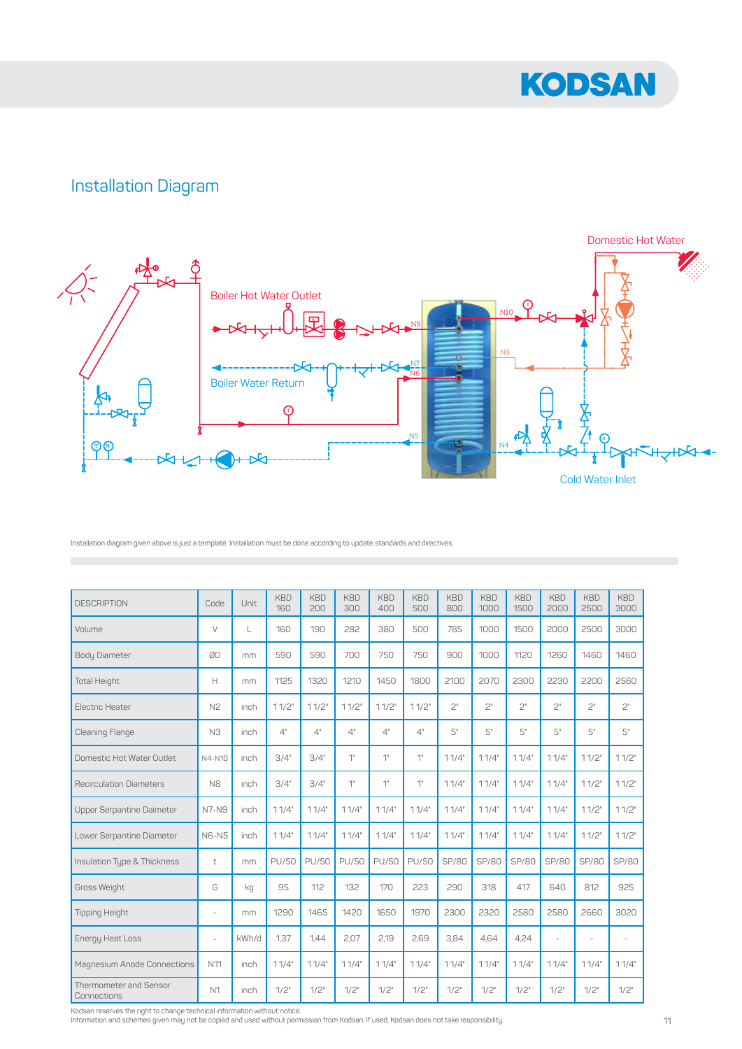## Installation Diagram

Domestic Hot Water

Boiler Hot Water Outlet

Boiler Water Return

Cold Water Inlet

N10

N9

N8

N7

N6

N5

N4

Installation diagram given above is just a template. Installation must be done according to update standards and directives.

| DESCRIPTION | Code | Unit | KBD 160 | KBD 200 | KBD 300 | KBD 400 | KBD 500 | KBD 800 | KBD 1000 | KBD 1500 | KBD 2000 | KBD 2500 | KBD 3000 |
|---|---|---|---|---|---|---|---|---|---|---|---|---|---|
| Volume | V | L | 160 | 190 | 282 | 380 | 500 | 785 | 1000 | 1500 | 2000 | 2500 | 3000 |
| Body Diameter | ØD | mm | 590 | 590 | 700 | 750 | 750 | 900 | 1000 | 1120 | 1260 | 1460 | 1460 |
| Total Height | H | mm | 1125 | 1320 | 1210 | 1450 | 1800 | 2100 | 2070 | 2300 | 2230 | 2200 | 2560 |
| Electric Heater | N2 | inch | 1 1/2" | 1 1/2" | 1 1/2" | 1 1/2" | 1 1/2" | 2" | 2" | 2" | 2" | 2" | 2" |
| Cleaning Flange | N3 | inch | 4" | 4" | 4" | 4" | 4" | 5" | 5" | 5" | 5" | 5" | 5" |
| Domestic Hot Water Outlet | N4-N10 | inch | 3/4" | 3/4" | 1" | 1" | 1" | 1 1/4" | 1 1/4" | 1 1/4" | 1 1/4" | 1 1/2" | 1 1/2" |
| Recirculation Diameters | N8 | inch | 3/4" | 3/4" | 1" | 1" | 1" | 1 1/4" | 1 1/4" | 1 1/4" | 1 1/4" | 1 1/2" | 1 1/2" |
| Upper Serpantine Daimeter | N7-N9 | inch | 1 1/4" | 1 1/4" | 1 1/4" | 1 1/4" | 1 1/4" | 1 1/4" | 1 1/4" | 1 1/4" | 1 1/4" | 1 1/2" | 1 1/2" |
| Lower Serpantine Diameter | N6-N5 | inch | 1 1/4" | 1 1/4" | 1 1/4" | 1 1/4" | 1 1/4" | 1 1/4" | 1 1/4" | 1 1/4" | 1 1/4" | 1 1/2" | 1 1/2" |
| Insulation Type & Thickness | t | mm | PU/50 | PU/50 | PU/50 | PU/50 | PU/50 | SP/80 | SP/80 | SP/80 | SP/80 | SP/80 | SP/80 |
| Gross Weight | G | kg | 95 | 112 | 132 | 170 | 223 | 290 | 318 | 417 | 640 | 812 | 925 |
| Tipping Height | - | mm | 1290 | 1465 | 1420 | 1650 | 1970 | 2300 | 2320 | 2580 | 2580 | 2660 | 3020 |
| Energy Heat Loss | - | kWh/d | 1,37 | 1,44 | 2,07 | 2,19 | 2,69 | 3,84 | 4,64 | 4,24 | - | - | - |
| Magnesium Anode Connections | N11 | inch | 1 1/4" | 1 1/4" | 1 1/4" | 1 1/4" | 1 1/4" | 1 1/4" | 1 1/4" | 1 1/4" | 1 1/4" | 1 1/4" | 1 1/4" |
| Thermometer and Sensor Connections | N1 | inch | 1/2" | 1/2" | 1/2" | 1/2" | 1/2" | 1/2" | 1/2" | 1/2" | 1/2" | 1/2" | 1/2" |

Kodsan reserves the right to change technical information without notice.
Information and schemes given may not be copied and used without permission from Kodsan. If used, Kodsan does not take responsibility.